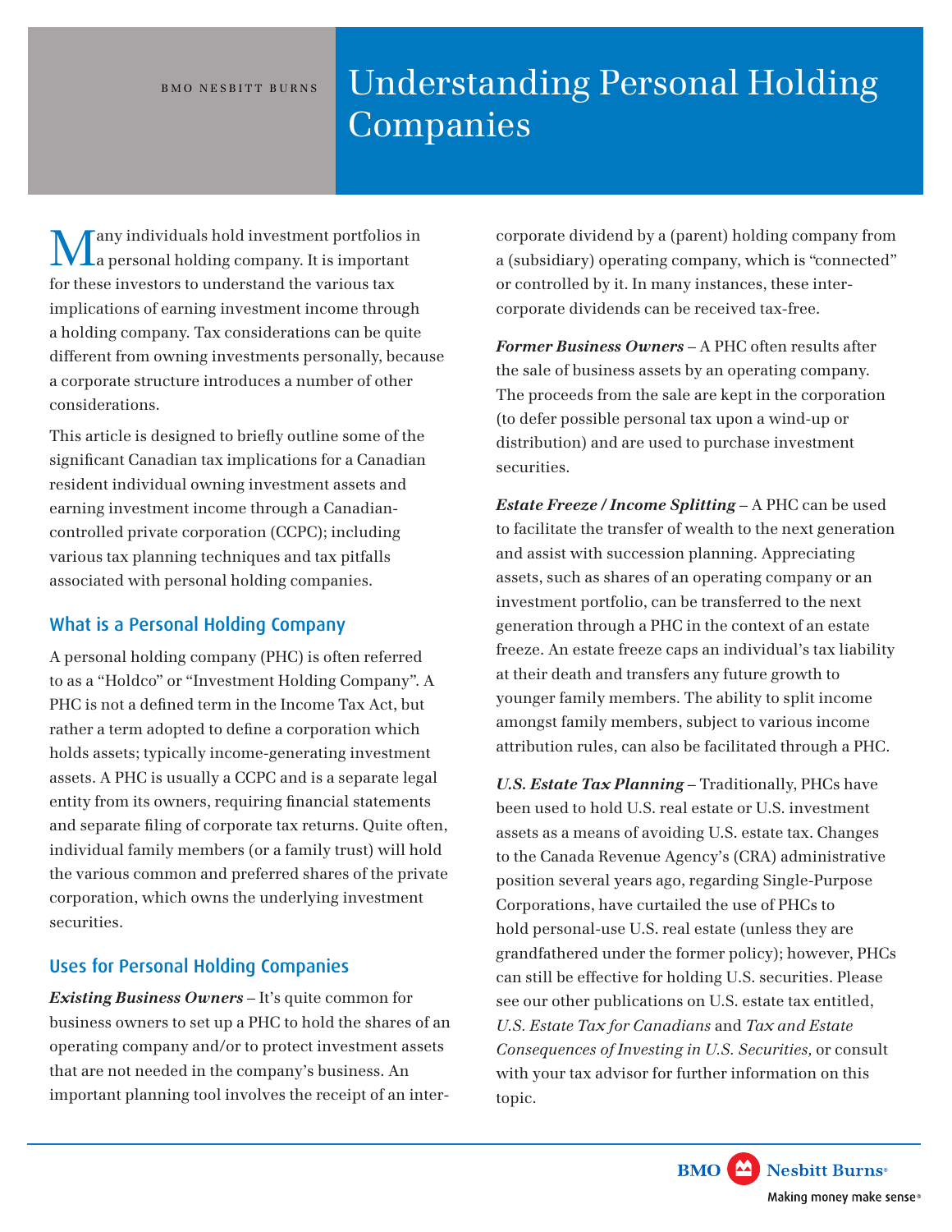# Understanding Personal Holding Companies

Many individuals hold investment portfolios in a personal holding company. It is important for these investors to understand the various tax implications of earning investment income through a holding company. Tax considerations can be quite different from owning investments personally, because a corporate structure introduces a number of other considerations.

This article is designed to briefly outline some of the significant Canadian tax implications for a Canadian resident individual owning investment assets and earning investment income through a Canadian-controlled private corporation (CCPC); including various tax planning techniques and tax pitfalls associated with personal holding companies.

## What is a Personal Holding Company

A personal holding company (PHC) is often referred to as a "Holdco" or "Investment Holding Company". A PHC is not a defined term in the Income Tax Act, but rather a term adopted to define a corporation which holds assets; typically income-generating investment assets. A PHC is usually a CCPC and is a separate legal entity from its owners, requiring financial statements and separate filing of corporate tax returns. Quite often, individual family members (or a family trust) will hold the various common and preferred shares of the private corporation, which owns the underlying investment securities.

## Uses for Personal Holding Companies

***Existing Business Owners*** – It's quite common for business owners to set up a PHC to hold the shares of an operating company and/or to protect investment assets that are not needed in the company's business. An important planning tool involves the receipt of an inter-corporate dividend by a (parent) holding company from a (subsidiary) operating company, which is "connected" or controlled by it. In many instances, these inter-corporate dividends can be received tax-free.

***Former Business Owners*** – A PHC often results after the sale of business assets by an operating company. The proceeds from the sale are kept in the corporation (to defer possible personal tax upon a wind-up or distribution) and are used to purchase investment securities.

***Estate Freeze / Income Splitting*** – A PHC can be used to facilitate the transfer of wealth to the next generation and assist with succession planning. Appreciating assets, such as shares of an operating company or an investment portfolio, can be transferred to the next generation through a PHC in the context of an estate freeze. An estate freeze caps an individual's tax liability at their death and transfers any future growth to younger family members. The ability to split income amongst family members, subject to various income attribution rules, can also be facilitated through a PHC.

***U.S. Estate Tax Planning*** – Traditionally, PHCs have been used to hold U.S. real estate or U.S. investment assets as a means of avoiding U.S. estate tax. Changes to the Canada Revenue Agency's (CRA) administrative position several years ago, regarding Single-Purpose Corporations, have curtailed the use of PHCs to hold personal-use U.S. real estate (unless they are grandfathered under the former policy); however, PHCs can still be effective for holding U.S. securities. Please see our other publications on U.S. estate tax entitled, *U.S. Estate Tax for Canadians* and *Tax and Estate Consequences of Investing in U.S. Securities,* or consult with your tax advisor for further information on this topic.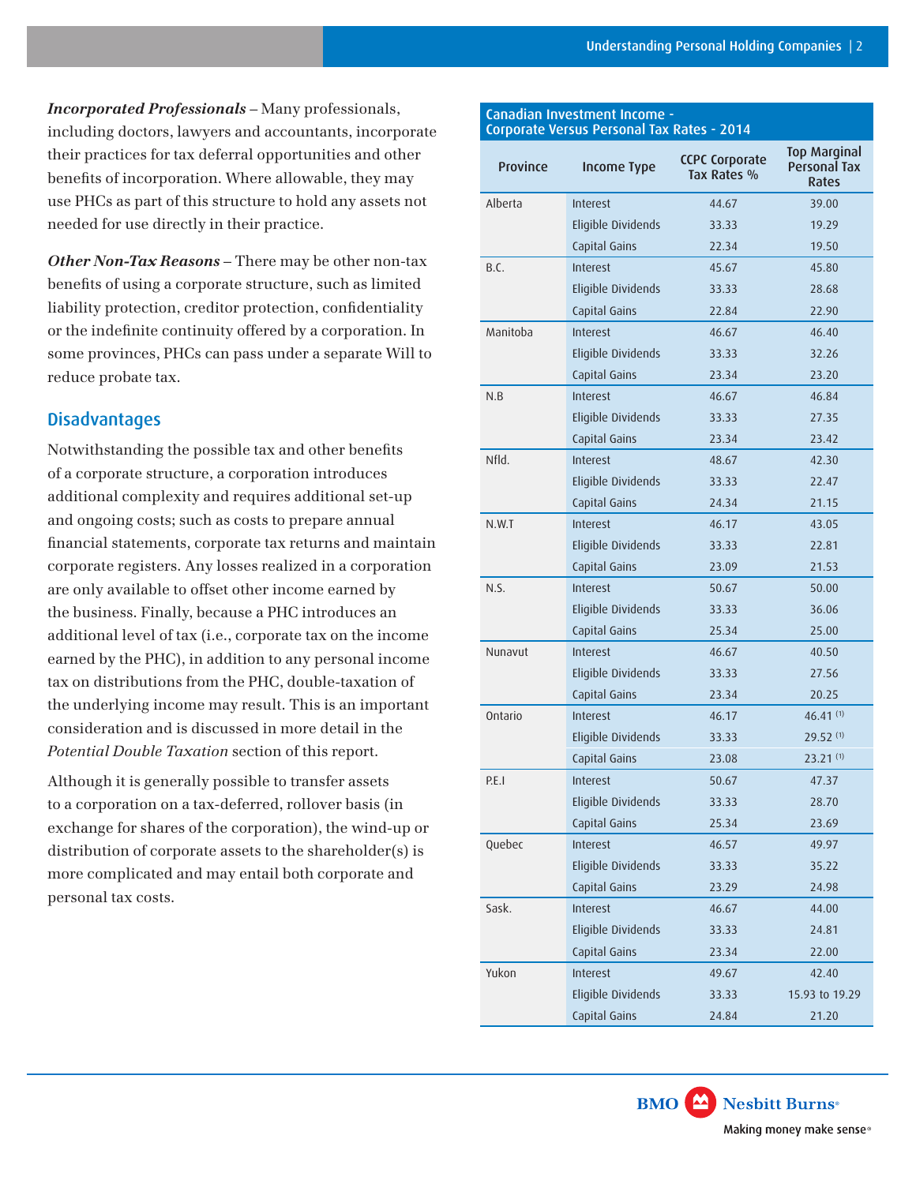***Incorporated Professionals*** – Many professionals, including doctors, lawyers and accountants, incorporate their practices for tax deferral opportunities and other benefits of incorporation. Where allowable, they may use PHCs as part of this structure to hold any assets not needed for use directly in their practice.

***Other Non-Tax Reasons*** – There may be other non-tax benefits of using a corporate structure, such as limited liability protection, creditor protection, confidentiality or the indefinite continuity offered by a corporation. In some provinces, PHCs can pass under a separate Will to reduce probate tax.

## Disadvantages

Notwithstanding the possible tax and other benefits of a corporate structure, a corporation introduces additional complexity and requires additional set-up and ongoing costs; such as costs to prepare annual financial statements, corporate tax returns and maintain corporate registers. Any losses realized in a corporation are only available to offset other income earned by the business. Finally, because a PHC introduces an additional level of tax (i.e., corporate tax on the income earned by the PHC), in addition to any personal income tax on distributions from the PHC, double-taxation of the underlying income may result. This is an important consideration and is discussed in more detail in the *Potential Double Taxation* section of this report.

Although it is generally possible to transfer assets to a corporation on a tax-deferred, rollover basis (in exchange for shares of the corporation), the wind-up or distribution of corporate assets to the shareholder(s) is more complicated and may entail both corporate and personal tax costs.

**Canadian Investment Income - Corporate Versus Personal Tax Rates - 2014**

| Province | Income Type | CCPC Corporate Tax Rates % | Top Marginal Personal Tax Rates |
|---|---|---|---|
| Alberta | Interest | 44.67 | 39.00 |
| | Eligible Dividends | 33.33 | 19.29 |
| | Capital Gains | 22.34 | 19.50 |
| B.C. | Interest | 45.67 | 45.80 |
| | Eligible Dividends | 33.33 | 28.68 |
| | Capital Gains | 22.84 | 22.90 |
| Manitoba | Interest | 46.67 | 46.40 |
| | Eligible Dividends | 33.33 | 32.26 |
| | Capital Gains | 23.34 | 23.20 |
| N.B | Interest | 46.67 | 46.84 |
| | Eligible Dividends | 33.33 | 27.35 |
| | Capital Gains | 23.34 | 23.42 |
| Nfld. | Interest | 48.67 | 42.30 |
| | Eligible Dividends | 33.33 | 22.47 |
| | Capital Gains | 24.34 | 21.15 |
| N.W.T | Interest | 46.17 | 43.05 |
| | Eligible Dividends | 33.33 | 22.81 |
| | Capital Gains | 23.09 | 21.53 |
| N.S. | Interest | 50.67 | 50.00 |
| | Eligible Dividends | 33.33 | 36.06 |
| | Capital Gains | 25.34 | 25.00 |
| Nunavut | Interest | 46.67 | 40.50 |
| | Eligible Dividends | 33.33 | 27.56 |
| | Capital Gains | 23.34 | 20.25 |
| Ontario | Interest | 46.17 | 46.41 (1) |
| | Eligible Dividends | 33.33 | 29.52 (1) |
| | Capital Gains | 23.08 | 23.21 (1) |
| P.E.I | Interest | 50.67 | 47.37 |
| | Eligible Dividends | 33.33 | 28.70 |
| | Capital Gains | 25.34 | 23.69 |
| Quebec | Interest | 46.57 | 49.97 |
| | Eligible Dividends | 33.33 | 35.22 |
| | Capital Gains | 23.29 | 24.98 |
| Sask. | Interest | 46.67 | 44.00 |
| | Eligible Dividends | 33.33 | 24.81 |
| | Capital Gains | 23.34 | 22.00 |
| Yukon | Interest | 49.67 | 42.40 |
| | Eligible Dividends | 33.33 | 15.93 to 19.29 |
| | Capital Gains | 24.84 | 21.20 |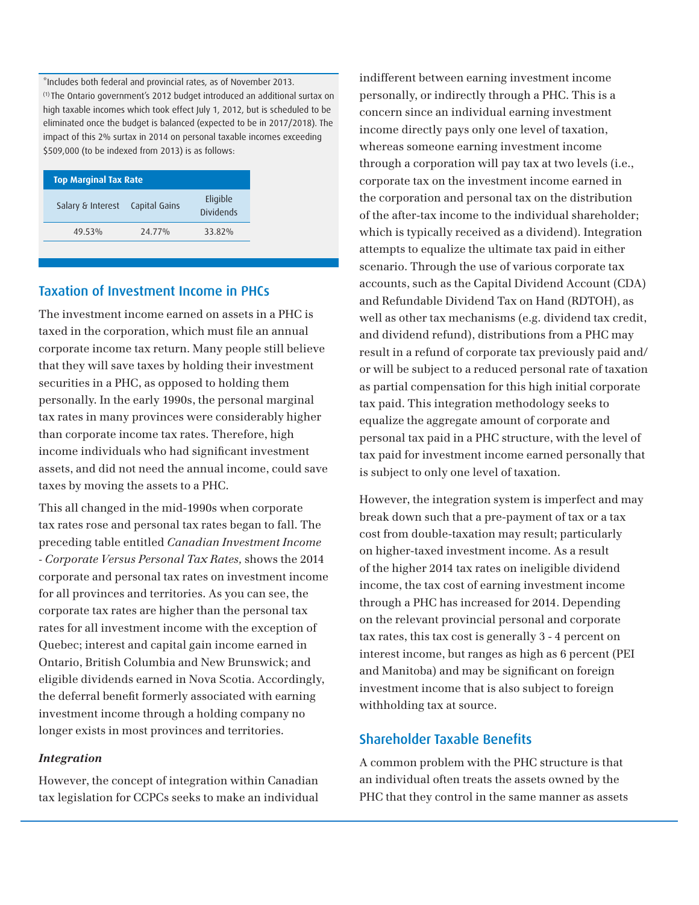*Includes both federal and provincial rates, as of November 2013.
[1] The Ontario government's 2012 budget introduced an additional surtax on high taxable incomes which took effect July 1, 2012, but is scheduled to be eliminated once the budget is balanced (expected to be in 2017/2018). The impact of this 2% surtax in 2014 on personal taxable incomes exceeding $509,000 (to be indexed from 2013) is as follows:

| Top Marginal Tax Rate | | |
|---|---|---|
| Salary & Interest | Capital Gains | Eligible Dividends |
| 49.53% | 24.77% | 33.82% |

## Taxation of Investment Income in PHCs

The investment income earned on assets in a PHC is taxed in the corporation, which must file an annual corporate income tax return. Many people still believe that they will save taxes by holding their investment securities in a PHC, as opposed to holding them personally. In the early 1990s, the personal marginal tax rates in many provinces were considerably higher than corporate income tax rates. Therefore, high income individuals who had significant investment assets, and did not need the annual income, could save taxes by moving the assets to a PHC.

This all changed in the mid-1990s when corporate tax rates rose and personal tax rates began to fall. The preceding table entitled *Canadian Investment Income - Corporate Versus Personal Tax Rates,* shows the 2014 corporate and personal tax rates on investment income for all provinces and territories. As you can see, the corporate tax rates are higher than the personal tax rates for all investment income with the exception of Quebec; interest and capital gain income earned in Ontario, British Columbia and New Brunswick; and eligible dividends earned in Nova Scotia. Accordingly, the deferral benefit formerly associated with earning investment income through a holding company no longer exists in most provinces and territories.

### *Integration*

However, the concept of integration within Canadian tax legislation for CCPCs seeks to make an individual indifferent between earning investment income personally, or indirectly through a PHC. This is a concern since an individual earning investment income directly pays only one level of taxation, whereas someone earning investment income through a corporation will pay tax at two levels (i.e., corporate tax on the investment income earned in the corporation and personal tax on the distribution of the after-tax income to the individual shareholder; which is typically received as a dividend). Integration attempts to equalize the ultimate tax paid in either scenario. Through the use of various corporate tax accounts, such as the Capital Dividend Account (CDA) and Refundable Dividend Tax on Hand (RDTOH), as well as other tax mechanisms (e.g. dividend tax credit, and dividend refund), distributions from a PHC may result in a refund of corporate tax previously paid and/or will be subject to a reduced personal rate of taxation as partial compensation for this high initial corporate tax paid. This integration methodology seeks to equalize the aggregate amount of corporate and personal tax paid in a PHC structure, with the level of tax paid for investment income earned personally that is subject to only one level of taxation.

However, the integration system is imperfect and may break down such that a pre-payment of tax or a tax cost from double-taxation may result; particularly on higher-taxed investment income. As a result of the higher 2014 tax rates on ineligible dividend income, the tax cost of earning investment income through a PHC has increased for 2014. Depending on the relevant provincial personal and corporate tax rates, this tax cost is generally 3 - 4 percent on interest income, but ranges as high as 6 percent (PEI and Manitoba) and may be significant on foreign investment income that is also subject to foreign withholding tax at source.

## Shareholder Taxable Benefits

A common problem with the PHC structure is that an individual often treats the assets owned by the PHC that they control in the same manner as assets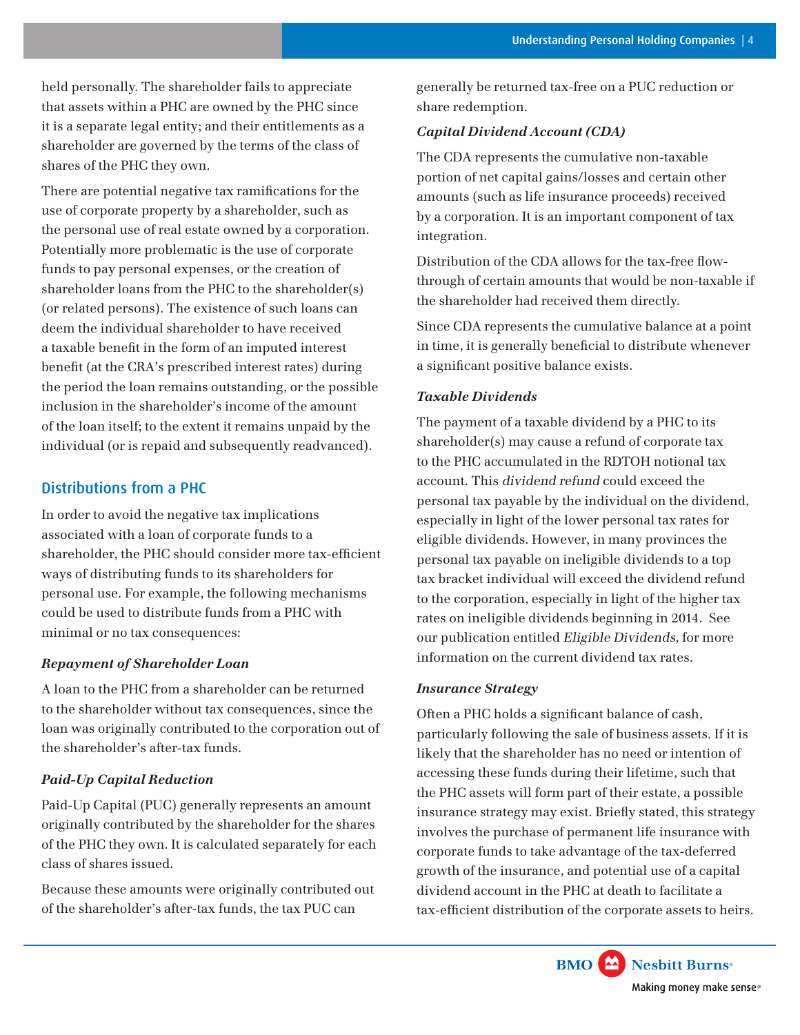held personally. The shareholder fails to appreciate that assets within a PHC are owned by the PHC since it is a separate legal entity; and their entitlements as a shareholder are governed by the terms of the class of shares of the PHC they own.

There are potential negative tax ramifications for the use of corporate property by a shareholder, such as the personal use of real estate owned by a corporation. Potentially more problematic is the use of corporate funds to pay personal expenses, or the creation of shareholder loans from the PHC to the shareholder(s) (or related persons). The existence of such loans can deem the individual shareholder to have received a taxable benefit in the form of an imputed interest benefit (at the CRA's prescribed interest rates) during the period the loan remains outstanding, or the possible inclusion in the shareholder's income of the amount of the loan itself; to the extent it remains unpaid by the individual (or is repaid and subsequently readvanced).

## Distributions from a PHC

In order to avoid the negative tax implications associated with a loan of corporate funds to a shareholder, the PHC should consider more tax-efficient ways of distributing funds to its shareholders for personal use. For example, the following mechanisms could be used to distribute funds from a PHC with minimal or no tax consequences:

### *Repayment of Shareholder Loan*

A loan to the PHC from a shareholder can be returned to the shareholder without tax consequences, since the loan was originally contributed to the corporation out of the shareholder's after-tax funds.

### *Paid-Up Capital Reduction*

Paid-Up Capital (PUC) generally represents an amount originally contributed by the shareholder for the shares of the PHC they own. It is calculated separately for each class of shares issued.

Because these amounts were originally contributed out of the shareholder's after-tax funds, the tax PUC can generally be returned tax-free on a PUC reduction or share redemption.

### *Capital Dividend Account (CDA)*

The CDA represents the cumulative non-taxable portion of net capital gains/losses and certain other amounts (such as life insurance proceeds) received by a corporation. It is an important component of tax integration.

Distribution of the CDA allows for the tax-free flow-through of certain amounts that would be non-taxable if the shareholder had received them directly.

Since CDA represents the cumulative balance at a point in time, it is generally beneficial to distribute whenever a significant positive balance exists.

### *Taxable Dividends*

The payment of a taxable dividend by a PHC to its shareholder(s) may cause a refund of corporate tax to the PHC accumulated in the RDTOH notional tax account. This *dividend refund* could exceed the personal tax payable by the individual on the dividend, especially in light of the lower personal tax rates for eligible dividends. However, in many provinces the personal tax payable on ineligible dividends to a top tax bracket individual will exceed the dividend refund to the corporation, especially in light of the higher tax rates on ineligible dividends beginning in 2014. See our publication entitled *Eligible Dividends,* for more information on the current dividend tax rates.

### *Insurance Strategy*

Often a PHC holds a significant balance of cash, particularly following the sale of business assets. If it is likely that the shareholder has no need or intention of accessing these funds during their lifetime, such that the PHC assets will form part of their estate, a possible insurance strategy may exist. Briefly stated, this strategy involves the purchase of permanent life insurance with corporate funds to take advantage of the tax-deferred growth of the insurance, and potential use of a capital dividend account in the PHC at death to facilitate a tax-efficient distribution of the corporate assets to heirs.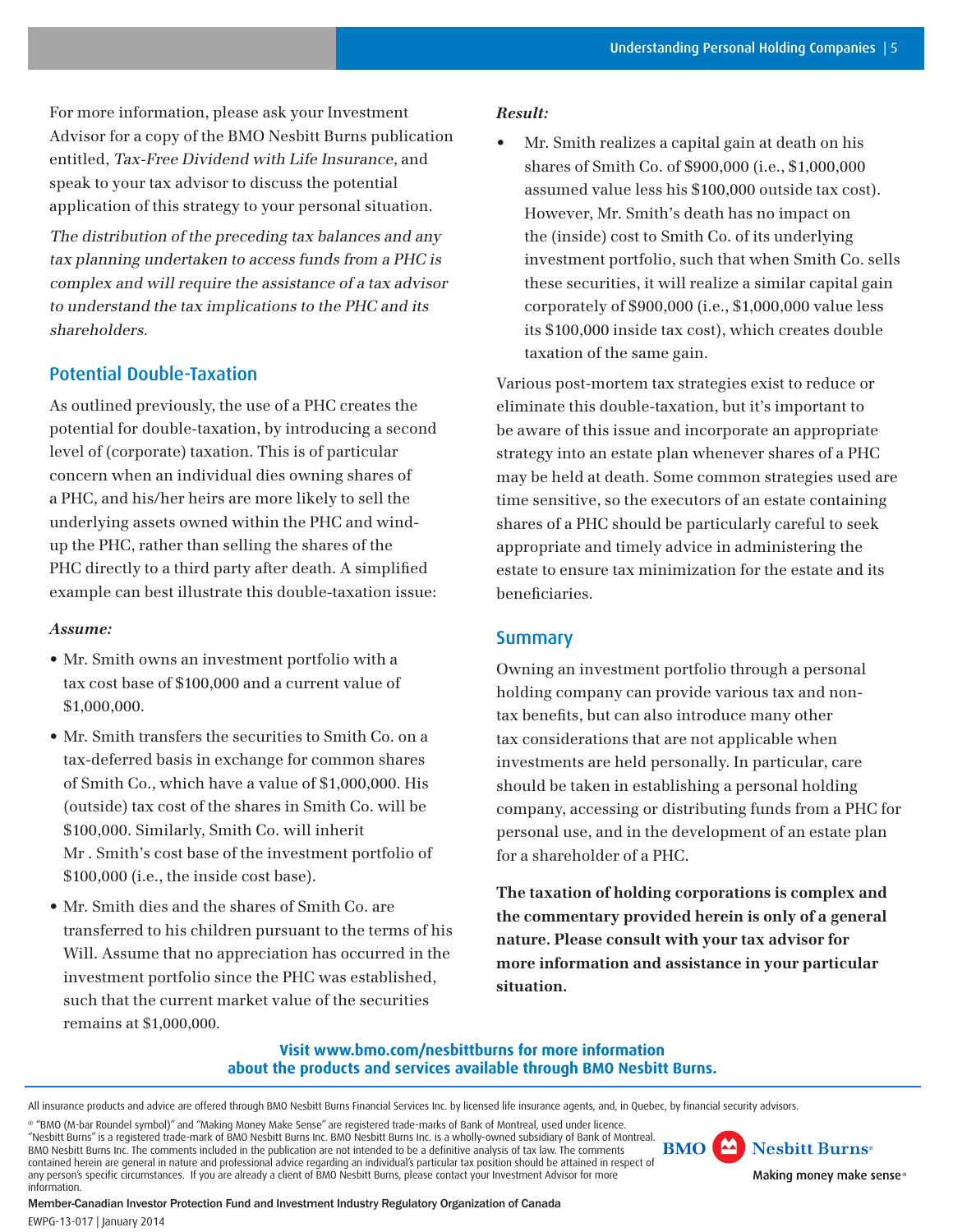For more information, please ask your Investment Advisor for a copy of the BMO Nesbitt Burns publication entitled, *Tax-Free Dividend with Life Insurance,* and speak to your tax advisor to discuss the potential application of this strategy to your personal situation.

*The distribution of the preceding tax balances and any tax planning undertaken to access funds from a PHC is complex and will require the assistance of a tax advisor to understand the tax implications to the PHC and its shareholders.*

## Potential Double-Taxation

As outlined previously, the use of a PHC creates the potential for double-taxation, by introducing a second level of (corporate) taxation. This is of particular concern when an individual dies owning shares of a PHC, and his/her heirs are more likely to sell the underlying assets owned within the PHC and wind-up the PHC, rather than selling the shares of the PHC directly to a third party after death. A simplified example can best illustrate this double-taxation issue:

***Assume:***

- Mr. Smith owns an investment portfolio with a tax cost base of $100,000 and a current value of $1,000,000.
- Mr. Smith transfers the securities to Smith Co. on a tax-deferred basis in exchange for common shares of Smith Co., which have a value of $1,000,000. His (outside) tax cost of the shares in Smith Co. will be $100,000. Similarly, Smith Co. will inherit Mr . Smith's cost base of the investment portfolio of $100,000 (i.e., the inside cost base).
- Mr. Smith dies and the shares of Smith Co. are transferred to his children pursuant to the terms of his Will. Assume that no appreciation has occurred in the investment portfolio since the PHC was established, such that the current market value of the securities remains at $1,000,000.

***Result:***

- Mr. Smith realizes a capital gain at death on his shares of Smith Co. of $900,000 (i.e., $1,000,000 assumed value less his $100,000 outside tax cost). However, Mr. Smith's death has no impact on the (inside) cost to Smith Co. of its underlying investment portfolio, such that when Smith Co. sells these securities, it will realize a similar capital gain corporately of $900,000 (i.e., $1,000,000 value less its $100,000 inside tax cost), which creates double taxation of the same gain.

Various post-mortem tax strategies exist to reduce or eliminate this double-taxation, but it's important to be aware of this issue and incorporate an appropriate strategy into an estate plan whenever shares of a PHC may be held at death. Some common strategies used are time sensitive, so the executors of an estate containing shares of a PHC should be particularly careful to seek appropriate and timely advice in administering the estate to ensure tax minimization for the estate and its beneficiaries.

## Summary

Owning an investment portfolio through a personal holding company can provide various tax and non-tax benefits, but can also introduce many other tax considerations that are not applicable when investments are held personally. In particular, care should be taken in establishing a personal holding company, accessing or distributing funds from a PHC for personal use, and in the development of an estate plan for a shareholder of a PHC.

**The taxation of holding corporations is complex and the commentary provided herein is only of a general nature. Please consult with your tax advisor for more information and assistance in your particular situation.**

**Visit www.bmo.com/nesbittburns for more information about the products and services available through BMO Nesbitt Burns.**

All insurance products and advice are offered through BMO Nesbitt Burns Financial Services Inc. by licensed life insurance agents, and, in Quebec, by financial security advisors.

® "BMO (M-bar Roundel symbol)" and "Making Money Make Sense" are registered trade-marks of Bank of Montreal, used under licence. "Nesbitt Burns" is a registered trade-mark of BMO Nesbitt Burns Inc. BMO Nesbitt Burns Inc. is a wholly-owned subsidiary of Bank of Montreal. BMO Nesbitt Burns Inc. The comments included in the publication are not intended to be a definitive analysis of tax law. The comments contained herein are general in nature and professional advice regarding an individual's particular tax position should be attained in respect of any person's specific circumstances. If you are already a client of BMO Nesbitt Burns, please contact your Investment Advisor for more information.

BMO Nesbitt Burns®

Making money make sense®

Member-Canadian Investor Protection Fund and Investment Industry Regulatory Organization of Canada

EWPG-13-017 | January 2014